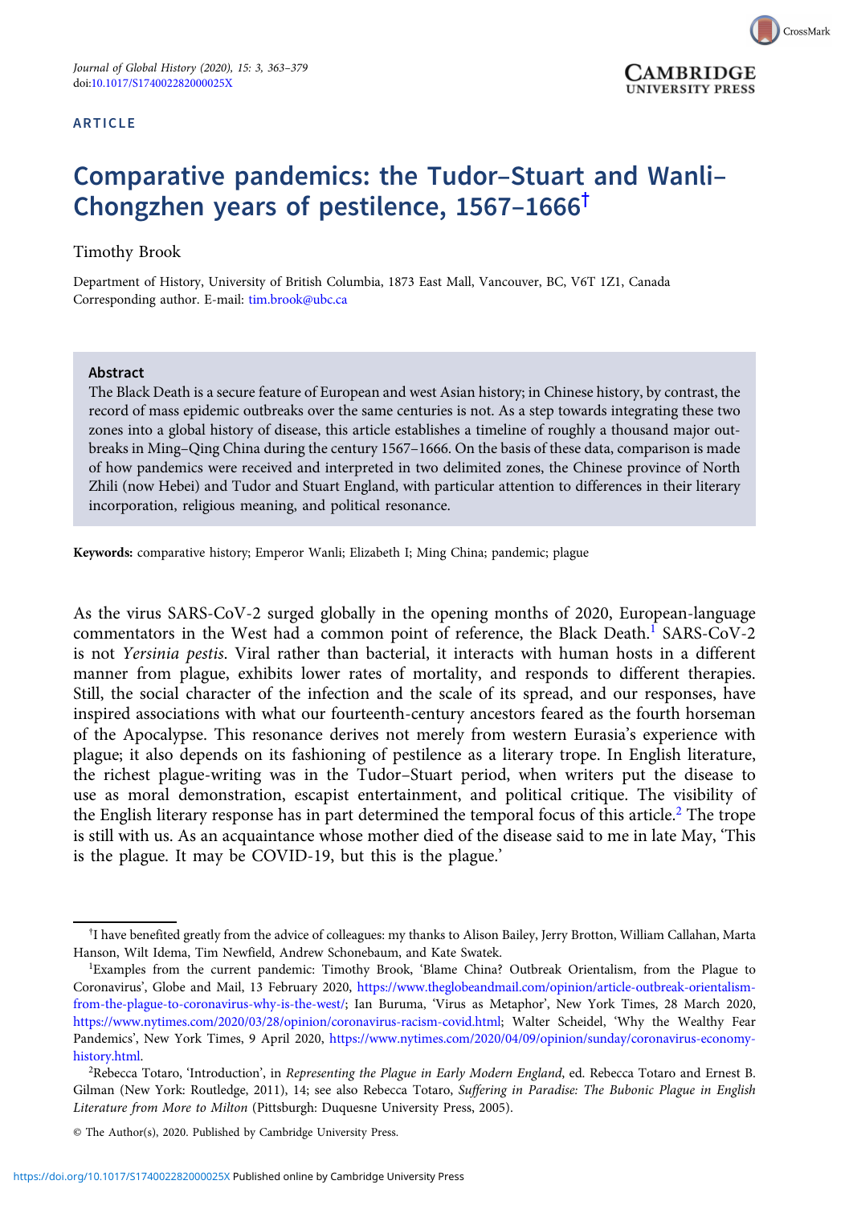ARTICLE

# Comparative pandemics: the Tudor–Stuart and Wanli–Chongzhen years of pestilence, 1567–1666†

Timothy Brook

Department of History, University of British Columbia, 1873 East Mall, Vancouver, BC, V6T 1Z1, Canada
Corresponding author. E-mail: tim.brook@ubc.ca

## Abstract

The Black Death is a secure feature of European and west Asian history; in Chinese history, by contrast, the record of mass epidemic outbreaks over the same centuries is not. As a step towards integrating these two zones into a global history of disease, this article establishes a timeline of roughly a thousand major outbreaks in Ming–Qing China during the century 1567–1666. On the basis of these data, comparison is made of how pandemics were received and interpreted in two delimited zones, the Chinese province of North Zhili (now Hebei) and Tudor and Stuart England, with particular attention to differences in their literary incorporation, religious meaning, and political resonance.

**Keywords:** comparative history; Emperor Wanli; Elizabeth I; Ming China; pandemic; plague

As the virus SARS-CoV-2 surged globally in the opening months of 2020, European-language commentators in the West had a common point of reference, the Black Death.[1] SARS-CoV-2 is not *Yersinia pestis*. Viral rather than bacterial, it interacts with human hosts in a different manner from plague, exhibits lower rates of mortality, and responds to different therapies. Still, the social character of the infection and the scale of its spread, and our responses, have inspired associations with what our fourteenth-century ancestors feared as the fourth horseman of the Apocalypse. This resonance derives not merely from western Eurasia's experience with plague; it also depends on its fashioning of pestilence as a literary trope. In English literature, the richest plague-writing was in the Tudor–Stuart period, when writers put the disease to use as moral demonstration, escapist entertainment, and political critique. The visibility of the English literary response has in part determined the temporal focus of this article.[2] The trope is still with us. As an acquaintance whose mother died of the disease said to me in late May, 'This is the plague. It may be COVID-19, but this is the plague.'

†I have benefited greatly from the advice of colleagues: my thanks to Alison Bailey, Jerry Brotton, William Callahan, Marta Hanson, Wilt Idema, Tim Newfield, Andrew Schonebaum, and Kate Swatek.

[1]Examples from the current pandemic: Timothy Brook, 'Blame China? Outbreak Orientalism, from the Plague to Coronavirus', Globe and Mail, 13 February 2020, https://www.theglobeandmail.com/opinion/article-outbreak-orientalism-from-the-plague-to-coronavirus-why-is-the-west/; Ian Buruma, 'Virus as Metaphor', New York Times, 28 March 2020, https://www.nytimes.com/2020/03/28/opinion/coronavirus-racism-covid.html; Walter Scheidel, 'Why the Wealthy Fear Pandemics', New York Times, 9 April 2020, https://www.nytimes.com/2020/04/09/opinion/sunday/coronavirus-economy-history.html.

[2]Rebecca Totaro, 'Introduction', in *Representing the Plague in Early Modern England*, ed. Rebecca Totaro and Ernest B. Gilman (New York: Routledge, 2011), 14; see also Rebecca Totaro, *Suffering in Paradise: The Bubonic Plague in English Literature from More to Milton* (Pittsburgh: Duquesne University Press, 2005).

© The Author(s), 2020. Published by Cambridge University Press.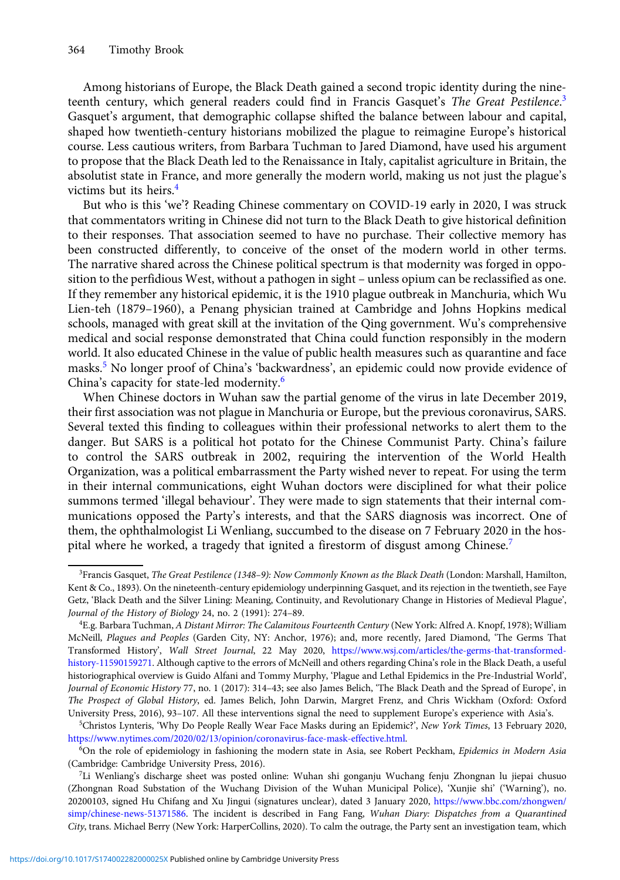Among historians of Europe, the Black Death gained a second tropic identity during the nineteenth century, which general readers could find in Francis Gasquet's *The Great Pestilence*.[3] Gasquet's argument, that demographic collapse shifted the balance between labour and capital, shaped how twentieth-century historians mobilized the plague to reimagine Europe's historical course. Less cautious writers, from Barbara Tuchman to Jared Diamond, have used his argument to propose that the Black Death led to the Renaissance in Italy, capitalist agriculture in Britain, the absolutist state in France, and more generally the modern world, making us not just the plague's victims but its heirs.[4]

But who is this 'we'? Reading Chinese commentary on COVID-19 early in 2020, I was struck that commentators writing in Chinese did not turn to the Black Death to give historical definition to their responses. That association seemed to have no purchase. Their collective memory has been constructed differently, to conceive of the onset of the modern world in other terms. The narrative shared across the Chinese political spectrum is that modernity was forged in opposition to the perfidious West, without a pathogen in sight – unless opium can be reclassified as one. If they remember any historical epidemic, it is the 1910 plague outbreak in Manchuria, which Wu Lien-teh (1879–1960), a Penang physician trained at Cambridge and Johns Hopkins medical schools, managed with great skill at the invitation of the Qing government. Wu's comprehensive medical and social response demonstrated that China could function responsibly in the modern world. It also educated Chinese in the value of public health measures such as quarantine and face masks.[5] No longer proof of China's 'backwardness', an epidemic could now provide evidence of China's capacity for state-led modernity.[6]

When Chinese doctors in Wuhan saw the partial genome of the virus in late December 2019, their first association was not plague in Manchuria or Europe, but the previous coronavirus, SARS. Several texted this finding to colleagues within their professional networks to alert them to the danger. But SARS is a political hot potato for the Chinese Communist Party. China's failure to control the SARS outbreak in 2002, requiring the intervention of the World Health Organization, was a political embarrassment the Party wished never to repeat. For using the term in their internal communications, eight Wuhan doctors were disciplined for what their police summons termed 'illegal behaviour'. They were made to sign statements that their internal communications opposed the Party's interests, and that the SARS diagnosis was incorrect. One of them, the ophthalmologist Li Wenliang, succumbed to the disease on 7 February 2020 in the hospital where he worked, a tragedy that ignited a firestorm of disgust among Chinese.[7]

---

[3] Francis Gasquet, *The Great Pestilence (1348–9): Now Commonly Known as the Black Death* (London: Marshall, Hamilton, Kent & Co., 1893). On the nineteenth-century epidemiology underpinning Gasquet, and its rejection in the twentieth, see Faye Getz, 'Black Death and the Silver Lining: Meaning, Continuity, and Revolutionary Change in Histories of Medieval Plague', *Journal of the History of Biology* 24, no. 2 (1991): 274–89.

[4] E.g. Barbara Tuchman, *A Distant Mirror: The Calamitous Fourteenth Century* (New York: Alfred A. Knopf, 1978); William McNeill, *Plagues and Peoples* (Garden City, NY: Anchor, 1976); and, more recently, Jared Diamond, 'The Germs That Transformed History', *Wall Street Journal*, 22 May 2020, https://www.wsj.com/articles/the-germs-that-transformed-history-11590159271. Although captive to the errors of McNeill and others regarding China's role in the Black Death, a useful historiographical overview is Guido Alfani and Tommy Murphy, 'Plague and Lethal Epidemics in the Pre-Industrial World', *Journal of Economic History* 77, no. 1 (2017): 314–43; see also James Belich, 'The Black Death and the Spread of Europe', in *The Prospect of Global History*, ed. James Belich, John Darwin, Margret Frenz, and Chris Wickham (Oxford: Oxford University Press, 2016), 93–107. All these interventions signal the need to supplement Europe's experience with Asia's.

[5] Christos Lynteris, 'Why Do People Really Wear Face Masks during an Epidemic?', *New York Times*, 13 February 2020, https://www.nytimes.com/2020/02/13/opinion/coronavirus-face-mask-effective.html.

[6] On the role of epidemiology in fashioning the modern state in Asia, see Robert Peckham, *Epidemics in Modern Asia* (Cambridge: Cambridge University Press, 2016).

[7] Li Wenliang's discharge sheet was posted online: Wuhan shi gonganju Wuchang fenju Zhongnan lu jiepai chusuo (Zhongnan Road Substation of the Wuchang Division of the Wuhan Municipal Police), 'Xunjie shi' ('Warning'), no. 20200103, signed Hu Chifang and Xu Jingui (signatures unclear), dated 3 January 2020, https://www.bbc.com/zhongwen/simp/chinese-news-51371586. The incident is described in Fang Fang, *Wuhan Diary: Dispatches from a Quarantined City*, trans. Michael Berry (New York: HarperCollins, 2020). To calm the outrage, the Party sent an investigation team, which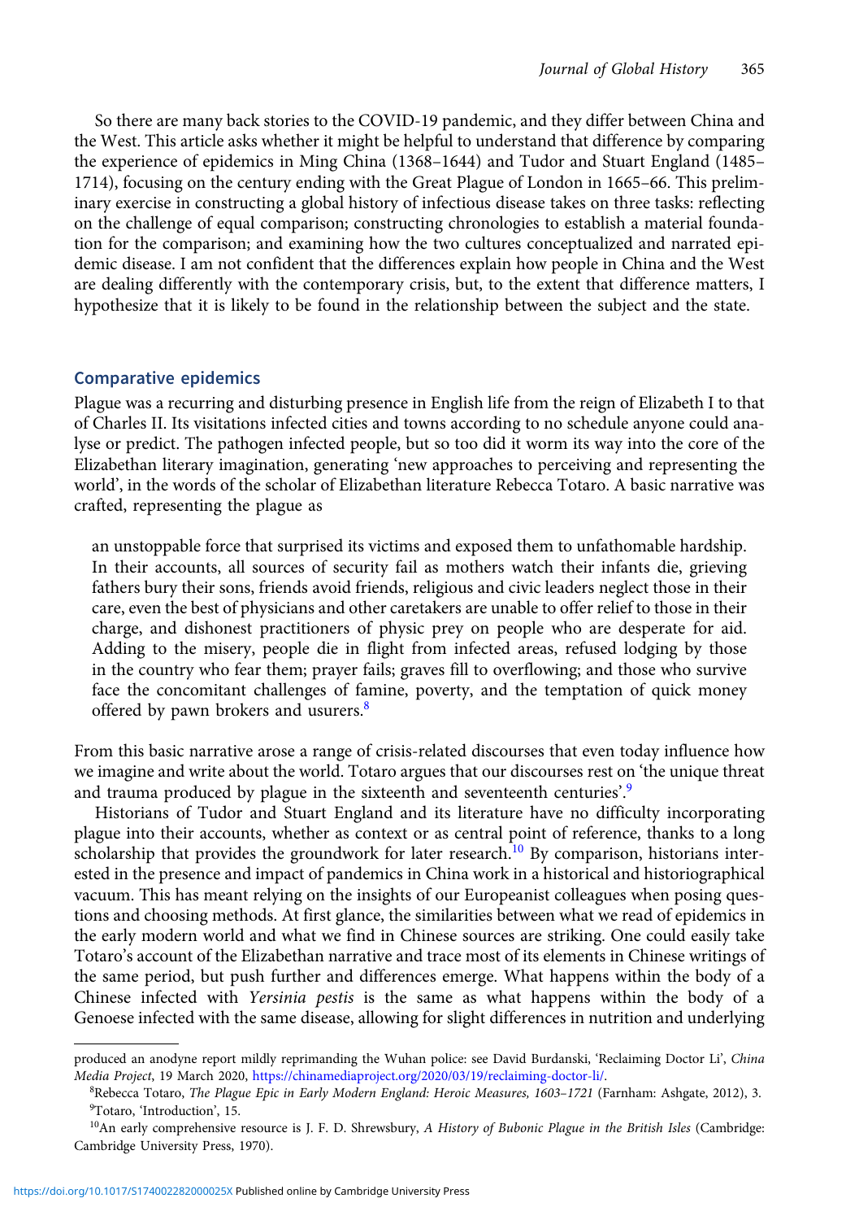So there are many back stories to the COVID-19 pandemic, and they differ between China and the West. This article asks whether it might be helpful to understand that difference by comparing the experience of epidemics in Ming China (1368–1644) and Tudor and Stuart England (1485–1714), focusing on the century ending with the Great Plague of London in 1665–66. This preliminary exercise in constructing a global history of infectious disease takes on three tasks: reflecting on the challenge of equal comparison; constructing chronologies to establish a material foundation for the comparison; and examining how the two cultures conceptualized and narrated epidemic disease. I am not confident that the differences explain how people in China and the West are dealing differently with the contemporary crisis, but, to the extent that difference matters, I hypothesize that it is likely to be found in the relationship between the subject and the state.

## Comparative epidemics

Plague was a recurring and disturbing presence in English life from the reign of Elizabeth I to that of Charles II. Its visitations infected cities and towns according to no schedule anyone could analyse or predict. The pathogen infected people, but so too did it worm its way into the core of the Elizabethan literary imagination, generating 'new approaches to perceiving and representing the world', in the words of the scholar of Elizabethan literature Rebecca Totaro. A basic narrative was crafted, representing the plague as

> an unstoppable force that surprised its victims and exposed them to unfathomable hardship. In their accounts, all sources of security fail as mothers watch their infants die, grieving fathers bury their sons, friends avoid friends, religious and civic leaders neglect those in their care, even the best of physicians and other caretakers are unable to offer relief to those in their charge, and dishonest practitioners of physic prey on people who are desperate for aid. Adding to the misery, people die in flight from infected areas, refused lodging by those in the country who fear them; prayer fails; graves fill to overflowing; and those who survive face the concomitant challenges of famine, poverty, and the temptation of quick money offered by pawn brokers and usurers.[8]

From this basic narrative arose a range of crisis-related discourses that even today influence how we imagine and write about the world. Totaro argues that our discourses rest on 'the unique threat and trauma produced by plague in the sixteenth and seventeenth centuries'.[9]

Historians of Tudor and Stuart England and its literature have no difficulty incorporating plague into their accounts, whether as context or as central point of reference, thanks to a long scholarship that provides the groundwork for later research.[10] By comparison, historians interested in the presence and impact of pandemics in China work in a historical and historiographical vacuum. This has meant relying on the insights of our Europeanist colleagues when posing questions and choosing methods. At first glance, the similarities between what we read of epidemics in the early modern world and what we find in Chinese sources are striking. One could easily take Totaro's account of the Elizabethan narrative and trace most of its elements in Chinese writings of the same period, but push further and differences emerge. What happens within the body of a Chinese infected with *Yersinia pestis* is the same as what happens within the body of a Genoese infected with the same disease, allowing for slight differences in nutrition and underlying

---

produced an anodyne report mildly reprimanding the Wuhan police: see David Burdanski, 'Reclaiming Doctor Li', *China Media Project*, 19 March 2020, https://chinamediaproject.org/2020/03/19/reclaiming-doctor-li/.

[8] Rebecca Totaro, *The Plague Epic in Early Modern England: Heroic Measures, 1603–1721* (Farnham: Ashgate, 2012), 3.

[9] Totaro, 'Introduction', 15.

[10] An early comprehensive resource is J. F. D. Shrewsbury, *A History of Bubonic Plague in the British Isles* (Cambridge: Cambridge University Press, 1970).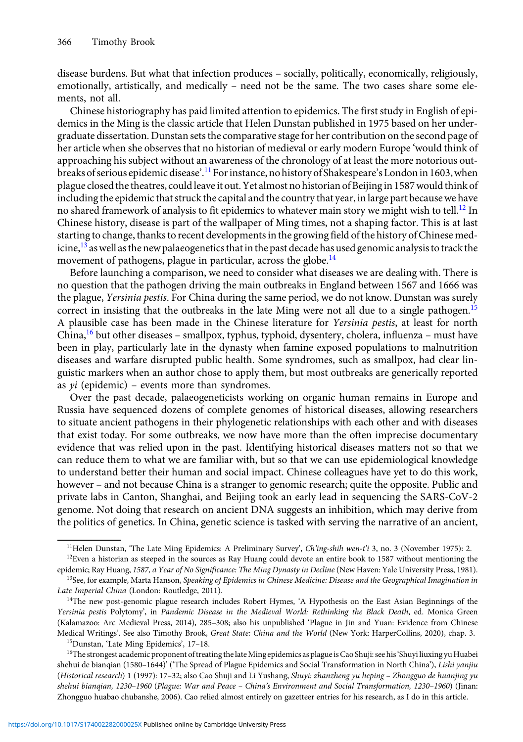disease burdens. But what that infection produces – socially, politically, economically, religiously, emotionally, artistically, and medically – need not be the same. The two cases share some elements, not all.

Chinese historiography has paid limited attention to epidemics. The first study in English of epidemics in the Ming is the classic article that Helen Dunstan published in 1975 based on her undergraduate dissertation. Dunstan sets the comparative stage for her contribution on the second page of her article when she observes that no historian of medieval or early modern Europe 'would think of approaching his subject without an awareness of the chronology of at least the more notorious outbreaks of serious epidemic disease'.[11] For instance, no history of Shakespeare's London in 1603, when plague closed the theatres, could leave it out. Yet almost no historian of Beijing in 1587 would think of including the epidemic that struck the capital and the country that year, in large part because we have no shared framework of analysis to fit epidemics to whatever main story we might wish to tell.[12] In Chinese history, disease is part of the wallpaper of Ming times, not a shaping factor. This is at last starting to change, thanks to recent developments in the growing field of the history of Chinese medicine,[13] as well as the new palaeogenetics that in the past decade has used genomic analysis to track the movement of pathogens, plague in particular, across the globe.[14]

Before launching a comparison, we need to consider what diseases we are dealing with. There is no question that the pathogen driving the main outbreaks in England between 1567 and 1666 was the plague, *Yersinia pestis*. For China during the same period, we do not know. Dunstan was surely correct in insisting that the outbreaks in the late Ming were not all due to a single pathogen.[15] A plausible case has been made in the Chinese literature for *Yersinia pestis*, at least for north China,[16] but other diseases – smallpox, typhus, typhoid, dysentery, cholera, influenza – must have been in play, particularly late in the dynasty when famine exposed populations to malnutrition diseases and warfare disrupted public health. Some syndromes, such as smallpox, had clear linguistic markers when an author chose to apply them, but most outbreaks are generically reported as *yi* (epidemic) – events more than syndromes.

Over the past decade, palaeogeneticists working on organic human remains in Europe and Russia have sequenced dozens of complete genomes of historical diseases, allowing researchers to situate ancient pathogens in their phylogenetic relationships with each other and with diseases that exist today. For some outbreaks, we now have more than the often imprecise documentary evidence that was relied upon in the past. Identifying historical diseases matters not so that we can reduce them to what we are familiar with, but so that we can use epidemiological knowledge to understand better their human and social impact. Chinese colleagues have yet to do this work, however – and not because China is a stranger to genomic research; quite the opposite. Public and private labs in Canton, Shanghai, and Beijing took an early lead in sequencing the SARS-CoV-2 genome. Not doing that research on ancient DNA suggests an inhibition, which may derive from the politics of genetics. In China, genetic science is tasked with serving the narrative of an ancient,

---

[11] Helen Dunstan, 'The Late Ming Epidemics: A Preliminary Survey', *Ch'ing-shih wen-t'i* 3, no. 3 (November 1975): 2.

[12] Even a historian as steeped in the sources as Ray Huang could devote an entire book to 1587 without mentioning the epidemic; Ray Huang, *1587, a Year of No Significance: The Ming Dynasty in Decline* (New Haven: Yale University Press, 1981).

[13] See, for example, Marta Hanson, *Speaking of Epidemics in Chinese Medicine: Disease and the Geographical Imagination in Late Imperial China* (London: Routledge, 2011).

[14] The new post-genomic plague research includes Robert Hymes, 'A Hypothesis on the East Asian Beginnings of the *Yersinia pestis* Polytomy', in *Pandemic Disease in the Medieval World: Rethinking the Black Death*, ed. Monica Green (Kalamazoo: Arc Medieval Press, 2014), 285–308; also his unpublished 'Plague in Jin and Yuan: Evidence from Chinese Medical Writings'. See also Timothy Brook, *Great State: China and the World* (New York: HarperCollins, 2020), chap. 3.

[15] Dunstan, 'Late Ming Epidemics', 17–18.

[16] The strongest academic proponent of treating the late Ming epidemics as plague is Cao Shuji: see his 'Shuyi liuxing yu Huabei shehui de bianqian (1580–1644)' ('The Spread of Plague Epidemics and Social Transformation in North China'), *Lishi yanjiu* (*Historical research*) 1 (1997): 17–32; also Cao Shuji and Li Yushang, *Shuyi: zhanzheng yu heping – Zhongguo de huanjing yu shehui bianqian, 1230–1960* (*Plague: War and Peace – China's Environment and Social Transformation, 1230–1960*) (Jinan: Zhongguo huabao chubanshe, 2006). Cao relied almost entirely on gazetteer entries for his research, as I do in this article.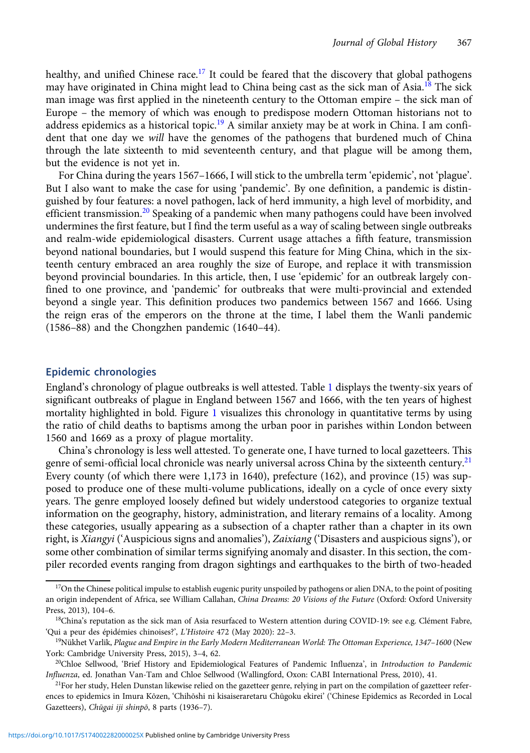healthy, and unified Chinese race.[17] It could be feared that the discovery that global pathogens may have originated in China might lead to China being cast as the sick man of Asia.[18] The sick man image was first applied in the nineteenth century to the Ottoman empire – the sick man of Europe – the memory of which was enough to predispose modern Ottoman historians not to address epidemics as a historical topic.[19] A similar anxiety may be at work in China. I am confident that one day we *will* have the genomes of the pathogens that burdened much of China through the late sixteenth to mid seventeenth century, and that plague will be among them, but the evidence is not yet in.

For China during the years 1567–1666, I will stick to the umbrella term 'epidemic', not 'plague'. But I also want to make the case for using 'pandemic'. By one definition, a pandemic is distinguished by four features: a novel pathogen, lack of herd immunity, a high level of morbidity, and efficient transmission.[20] Speaking of a pandemic when many pathogens could have been involved undermines the first feature, but I find the term useful as a way of scaling between single outbreaks and realm-wide epidemiological disasters. Current usage attaches a fifth feature, transmission beyond national boundaries, but I would suspend this feature for Ming China, which in the sixteenth century embraced an area roughly the size of Europe, and replace it with transmission beyond provincial boundaries. In this article, then, I use 'epidemic' for an outbreak largely confined to one province, and 'pandemic' for outbreaks that were multi-provincial and extended beyond a single year. This definition produces two pandemics between 1567 and 1666. Using the reign eras of the emperors on the throne at the time, I label them the Wanli pandemic (1586–88) and the Chongzhen pandemic (1640–44).

## Epidemic chronologies

England's chronology of plague outbreaks is well attested. Table 1 displays the twenty-six years of significant outbreaks of plague in England between 1567 and 1666, with the ten years of highest mortality highlighted in bold. Figure 1 visualizes this chronology in quantitative terms by using the ratio of child deaths to baptisms among the urban poor in parishes within London between 1560 and 1669 as a proxy of plague mortality.

China's chronology is less well attested. To generate one, I have turned to local gazetteers. This genre of semi-official local chronicle was nearly universal across China by the sixteenth century.[21] Every county (of which there were 1,173 in 1640), prefecture (162), and province (15) was supposed to produce one of these multi-volume publications, ideally on a cycle of once every sixty years. The genre employed loosely defined but widely understood categories to organize textual information on the geography, history, administration, and literary remains of a locality. Among these categories, usually appearing as a subsection of a chapter rather than a chapter in its own right, is *Xiangyi* ('Auspicious signs and anomalies'), *Zaixiang* ('Disasters and auspicious signs'), or some other combination of similar terms signifying anomaly and disaster. In this section, the compiler recorded events ranging from dragon sightings and earthquakes to the birth of two-headed

---

[17] On the Chinese political impulse to establish eugenic purity unspoiled by pathogens or alien DNA, to the point of positing an origin independent of Africa, see William Callahan, *China Dreams: 20 Visions of the Future* (Oxford: Oxford University Press, 2013), 104–6.

[18] China's reputation as the sick man of Asia resurfaced to Western attention during COVID-19: see e.g. Clément Fabre, 'Qui a peur des épidémies chinoises?', *L'Histoire* 472 (May 2020): 22–3.

[19] Nükhet Varlik, *Plague and Empire in the Early Modern Mediterranean World: The Ottoman Experience, 1347–1600* (New York: Cambridge University Press, 2015), 3–4, 62.

[20] Chloe Sellwood, 'Brief History and Epidemiological Features of Pandemic Influenza', in *Introduction to Pandemic Influenza*, ed. Jonathan Van-Tam and Chloe Sellwood (Wallingford, Oxon: CABI International Press, 2010), 41.

[21] For her study, Helen Dunstan likewise relied on the gazetteer genre, relying in part on the compilation of gazetteer references to epidemics in Imura Kōzen, 'Chihōshi ni kisaiseraretaru Chūgoku ekirei' ('Chinese Epidemics as Recorded in Local Gazetteers), *Chūgai iji shinpō*, 8 parts (1936–7).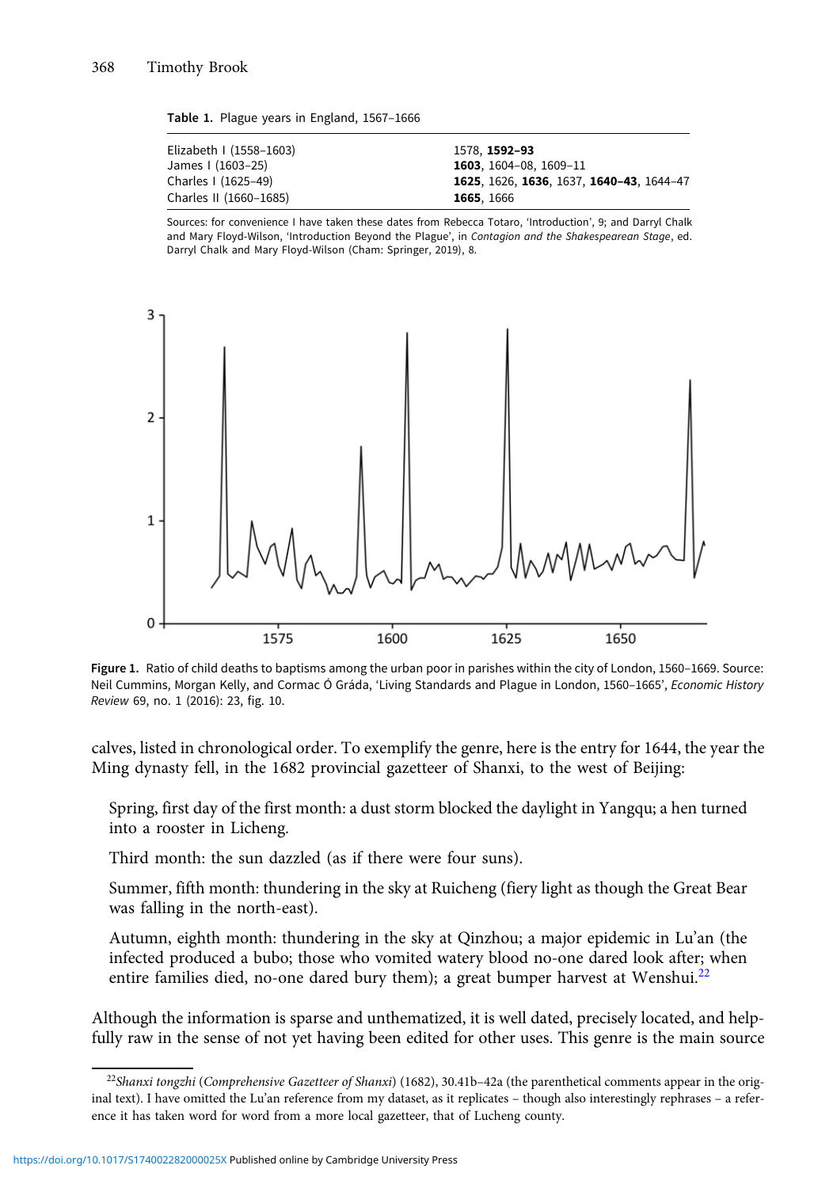**Table 1.** Plague years in England, 1567–1666

| | |
|---|---|
| Elizabeth I (1558–1603) | 1578, **1592–93** |
| James I (1603–25) | **1603**, 1604–08, 1609–11 |
| Charles I (1625–49) | **1625**, 1626, **1636**, 1637, **1640–43**, 1644–47 |
| Charles II (1660–1685) | **1665**, 1666 |

Sources: for convenience I have taken these dates from Rebecca Totaro, 'Introduction', 9; and Darryl Chalk and Mary Floyd-Wilson, 'Introduction Beyond the Plague', in *Contagion and the Shakespearean Stage*, ed. Darryl Chalk and Mary Floyd-Wilson (Cham: Springer, 2019), 8.

**Figure 1.** Ratio of child deaths to baptisms among the urban poor in parishes within the city of London, 1560–1669. Source: Neil Cummins, Morgan Kelly, and Cormac Ó Gráda, 'Living Standards and Plague in London, 1560–1665', *Economic History Review* 69, no. 1 (2016): 23, fig. 10.

calves, listed in chronological order. To exemplify the genre, here is the entry for 1644, the year the Ming dynasty fell, in the 1682 provincial gazetteer of Shanxi, to the west of Beijing:

> Spring, first day of the first month: a dust storm blocked the daylight in Yangqu; a hen turned into a rooster in Licheng.
>
> Third month: the sun dazzled (as if there were four suns).
>
> Summer, fifth month: thundering in the sky at Ruicheng (fiery light as though the Great Bear was falling in the north-east).
>
> Autumn, eighth month: thundering in the sky at Qinzhou; a major epidemic in Lu'an (the infected produced a bubo; those who vomited watery blood no-one dared look after; when entire families died, no-one dared bury them); a great bumper harvest at Wenshui.[22]

Although the information is sparse and unthematized, it is well dated, precisely located, and helpfully raw in the sense of not yet having been edited for other uses. This genre is the main source

[22] *Shanxi tongzhi* (*Comprehensive Gazetteer of Shanxi*) (1682), 30.41b–42a (the parenthetical comments appear in the original text). I have omitted the Lu'an reference from my dataset, as it replicates – though also interestingly rephrases – a reference it has taken word for word from a more local gazetteer, that of Lucheng county.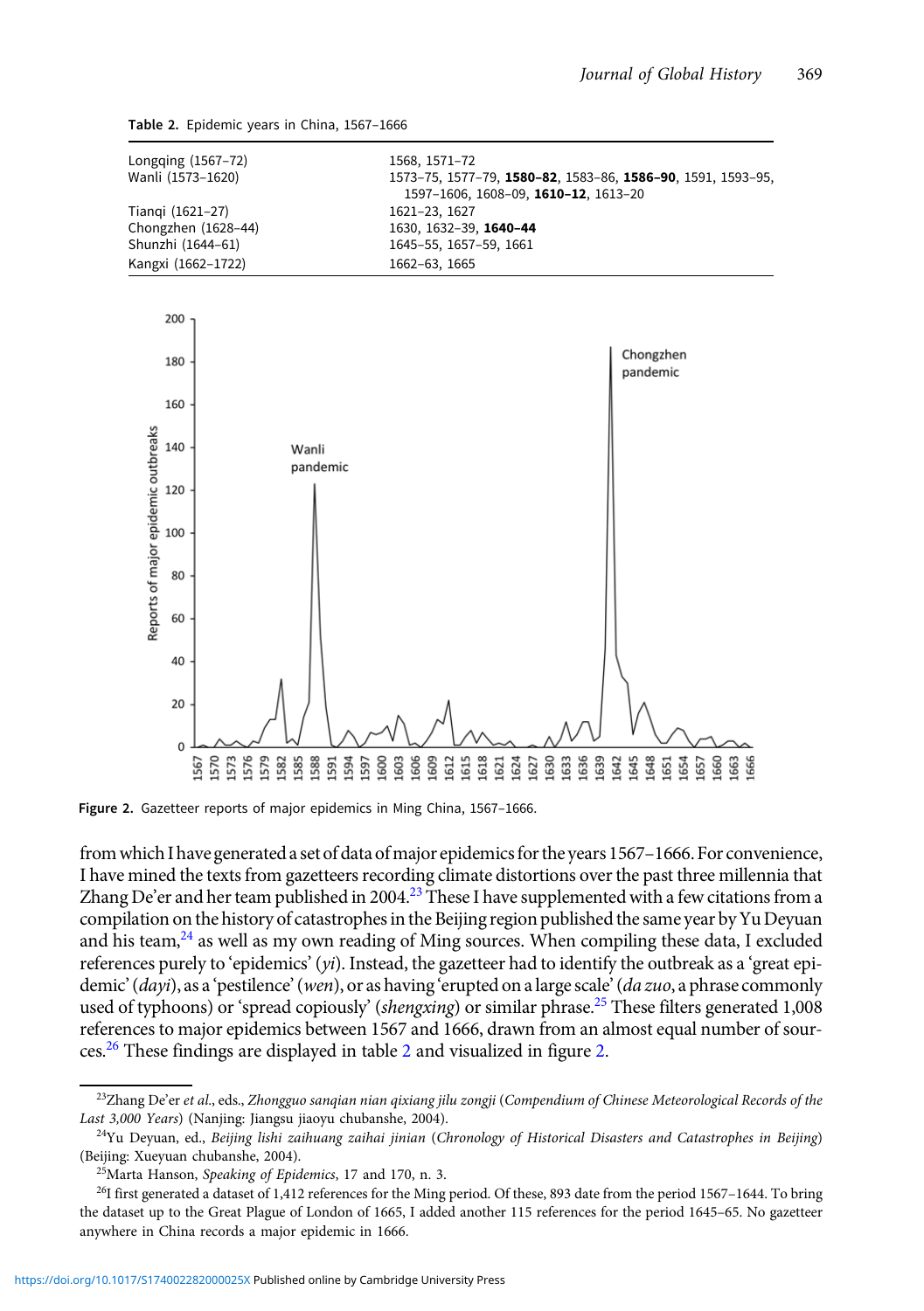Table 2. Epidemic years in China, 1567–1666

| | |
|---|---|
| Longqing (1567–72) | 1568, 1571–72 |
| Wanli (1573–1620) | 1573–75, 1577–79, **1580–82**, 1583–86, **1586–90**, 1591, 1593–95, 1597–1606, 1608–09, **1610–12**, 1613–20 |
| Tianqi (1621–27) | 1621–23, 1627 |
| Chongzhen (1628–44) | 1630, 1632–39, **1640–44** |
| Shunzhi (1644–61) | 1645–55, 1657–59, 1661 |
| Kangxi (1662–1722) | 1662–63, 1665 |

Figure 2. Gazetteer reports of major epidemics in Ming China, 1567–1666.

from which I have generated a set of data of major epidemics for the years 1567–1666. For convenience, I have mined the texts from gazetteers recording climate distortions over the past three millennia that Zhang De'er and her team published in 2004.[23] These I have supplemented with a few citations from a compilation on the history of catastrophes in the Beijing region published the same year by Yu Deyuan and his team,[24] as well as my own reading of Ming sources. When compiling these data, I excluded references purely to 'epidemics' (*yi*). Instead, the gazetteer had to identify the outbreak as a 'great epidemic' (*dayi*), as a 'pestilence' (*wen*), or as having 'erupted on a large scale' (*da zuo*, a phrase commonly used of typhoons) or 'spread copiously' (*shengxing*) or similar phrase.[25] These filters generated 1,008 references to major epidemics between 1567 and 1666, drawn from an almost equal number of sources.[26] These findings are displayed in table 2 and visualized in figure 2.

[23]Zhang De'er *et al.*, eds., *Zhongguo sanqian nian qixiang jilu zongji* (*Compendium of Chinese Meteorological Records of the Last 3,000 Years*) (Nanjing: Jiangsu jiaoyu chubanshe, 2004).

[24]Yu Deyuan, ed., *Beijing lishi zaihuang zaihai jinian* (*Chronology of Historical Disasters and Catastrophes in Beijing*) (Beijing: Xueyuan chubanshe, 2004).

[25]Marta Hanson, *Speaking of Epidemics*, 17 and 170, n. 3.

[26]I first generated a dataset of 1,412 references for the Ming period. Of these, 893 date from the period 1567–1644. To bring the dataset up to the Great Plague of London of 1665, I added another 115 references for the period 1645–65. No gazetteer anywhere in China records a major epidemic in 1666.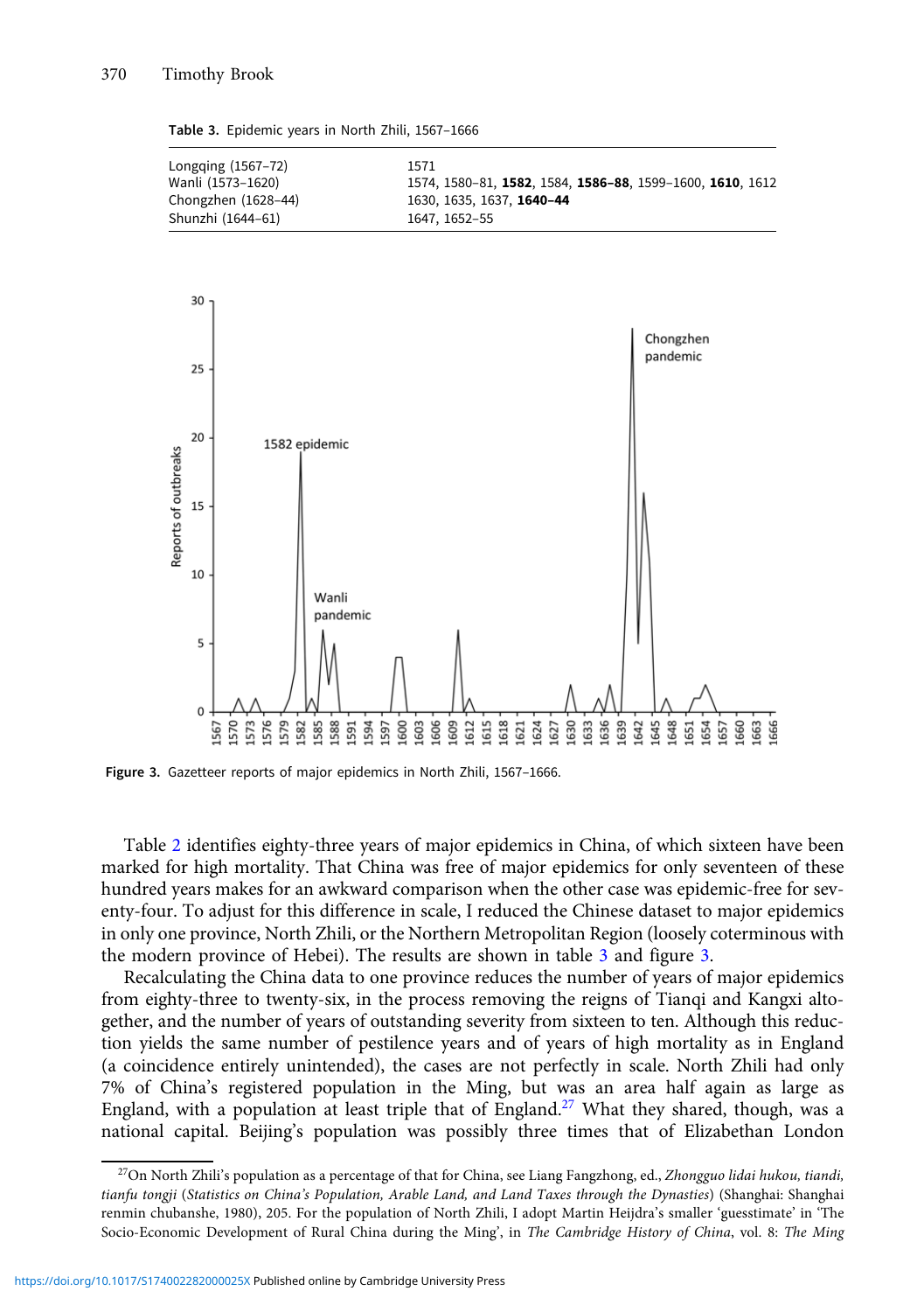Table 3. Epidemic years in North Zhili, 1567–1666

| | |
|---|---|
| Longqing (1567–72) | 1571 |
| Wanli (1573–1620) | 1574, 1580–81, **1582**, 1584, **1586–88**, 1599–1600, **1610**, 1612 |
| Chongzhen (1628–44) | 1630, 1635, 1637, **1640–44** |
| Shunzhi (1644–61) | 1647, 1652–55 |

Figure 3. Gazetteer reports of major epidemics in North Zhili, 1567–1666.

Table 2 identifies eighty-three years of major epidemics in China, of which sixteen have been marked for high mortality. That China was free of major epidemics for only seventeen of these hundred years makes for an awkward comparison when the other case was epidemic-free for seventy-four. To adjust for this difference in scale, I reduced the Chinese dataset to major epidemics in only one province, North Zhili, or the Northern Metropolitan Region (loosely coterminous with the modern province of Hebei). The results are shown in table 3 and figure 3.

Recalculating the China data to one province reduces the number of years of major epidemics from eighty-three to twenty-six, in the process removing the reigns of Tianqi and Kangxi altogether, and the number of years of outstanding severity from sixteen to ten. Although this reduction yields the same number of pestilence years and of years of high mortality as in England (a coincidence entirely unintended), the cases are not perfectly in scale. North Zhili had only 7% of China's registered population in the Ming, but was an area half again as large as England, with a population at least triple that of England.[27] What they shared, though, was a national capital. Beijing's population was possibly three times that of Elizabethan London

[27]On North Zhili's population as a percentage of that for China, see Liang Fangzhong, ed., *Zhongguo lidai hukou, tiandi, tianfu tongji* (*Statistics on China's Population, Arable Land, and Land Taxes through the Dynasties*) (Shanghai: Shanghai renmin chubanshe, 1980), 205. For the population of North Zhili, I adopt Martin Heijdra's smaller 'guesstimate' in 'The Socio-Economic Development of Rural China during the Ming', in *The Cambridge History of China*, vol. 8: *The Ming*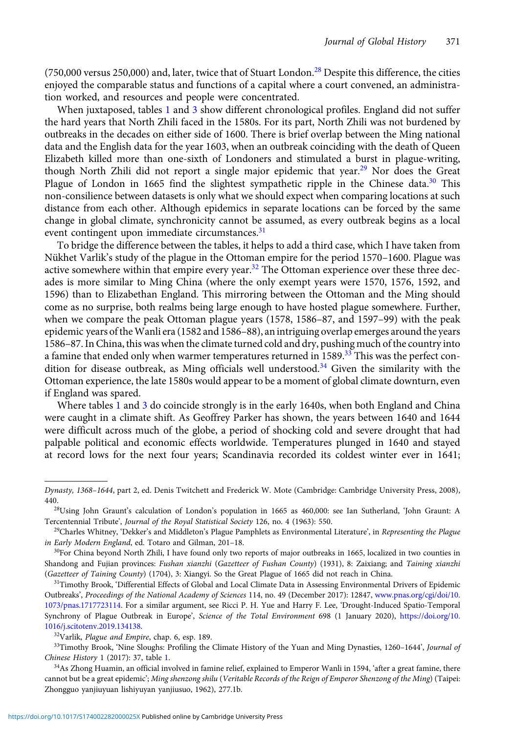(750,000 versus 250,000) and, later, twice that of Stuart London.[28] Despite this difference, the cities enjoyed the comparable status and functions of a capital where a court convened, an administration worked, and resources and people were concentrated.

When juxtaposed, tables 1 and 3 show different chronological profiles. England did not suffer the hard years that North Zhili faced in the 1580s. For its part, North Zhili was not burdened by outbreaks in the decades on either side of 1600. There is brief overlap between the Ming national data and the English data for the year 1603, when an outbreak coinciding with the death of Queen Elizabeth killed more than one-sixth of Londoners and stimulated a burst in plague-writing, though North Zhili did not report a single major epidemic that year.[29] Nor does the Great Plague of London in 1665 find the slightest sympathetic ripple in the Chinese data.[30] This non-consilience between datasets is only what we should expect when comparing locations at such distance from each other. Although epidemics in separate locations can be forced by the same change in global climate, synchronicity cannot be assumed, as every outbreak begins as a local event contingent upon immediate circumstances.[31]

To bridge the difference between the tables, it helps to add a third case, which I have taken from Nükhet Varlik's study of the plague in the Ottoman empire for the period 1570–1600. Plague was active somewhere within that empire every year.[32] The Ottoman experience over these three decades is more similar to Ming China (where the only exempt years were 1570, 1576, 1592, and 1596) than to Elizabethan England. This mirroring between the Ottoman and the Ming should come as no surprise, both realms being large enough to have hosted plague somewhere. Further, when we compare the peak Ottoman plague years (1578, 1586–87, and 1597–99) with the peak epidemic years of the Wanli era (1582 and 1586–88), an intriguing overlap emerges around the years 1586–87. In China, this was when the climate turned cold and dry, pushing much of the country into a famine that ended only when warmer temperatures returned in 1589.[33] This was the perfect condition for disease outbreak, as Ming officials well understood.[34] Given the similarity with the Ottoman experience, the late 1580s would appear to be a moment of global climate downturn, even if England was spared.

Where tables 1 and 3 do coincide strongly is in the early 1640s, when both England and China were caught in a climate shift. As Geoffrey Parker has shown, the years between 1640 and 1644 were difficult across much of the globe, a period of shocking cold and severe drought that had palpable political and economic effects worldwide. Temperatures plunged in 1640 and stayed at record lows for the next four years; Scandinavia recorded its coldest winter ever in 1641;

---

*Dynasty, 1368–1644*, part 2, ed. Denis Twitchett and Frederick W. Mote (Cambridge: Cambridge University Press, 2008), 440.

[28]Using John Graunt's calculation of London's population in 1665 as 460,000: see Ian Sutherland, 'John Graunt: A Tercentennial Tribute', *Journal of the Royal Statistical Society* 126, no. 4 (1963): 550.

[29]Charles Whitney, 'Dekker's and Middleton's Plague Pamphlets as Environmental Literature', in *Representing the Plague in Early Modern England*, ed. Totaro and Gilman, 201–18.

[30]For China beyond North Zhili, I have found only two reports of major outbreaks in 1665, localized in two counties in Shandong and Fujian provinces: *Fushan xianzhi* (*Gazetteer of Fushan County*) (1931), 8: Zaixiang; and *Taining xianzhi* (*Gazetteer of Taining County*) (1704), 3: Xiangyi. So the Great Plague of 1665 did not reach in China.

[31]Timothy Brook, 'Differential Effects of Global and Local Climate Data in Assessing Environmental Drivers of Epidemic Outbreaks', *Proceedings of the National Academy of Sciences* 114, no. 49 (December 2017): 12847, www.pnas.org/cgi/doi/10.1073/pnas.1717723114. For a similar argument, see Ricci P. H. Yue and Harry F. Lee, 'Drought-Induced Spatio-Temporal Synchrony of Plague Outbreak in Europe', *Science of the Total Environment* 698 (1 January 2020), https://doi.org/10.1016/j.scitotenv.2019.134138.

[32]Varlik, *Plague and Empire*, chap. 6, esp. 189.

[33]Timothy Brook, 'Nine Sloughs: Profiling the Climate History of the Yuan and Ming Dynasties, 1260–1644', *Journal of Chinese History* 1 (2017): 37, table 1.

[34]As Zhong Huamin, an official involved in famine relief, explained to Emperor Wanli in 1594, 'after a great famine, there cannot but be a great epidemic'; *Ming shenzong shilu* (*Veritable Records of the Reign of Emperor Shenzong of the Ming*) (Taipei: Zhongguo yanjiuyuan lishiyuyan yanjiusuo, 1962), 277.1b.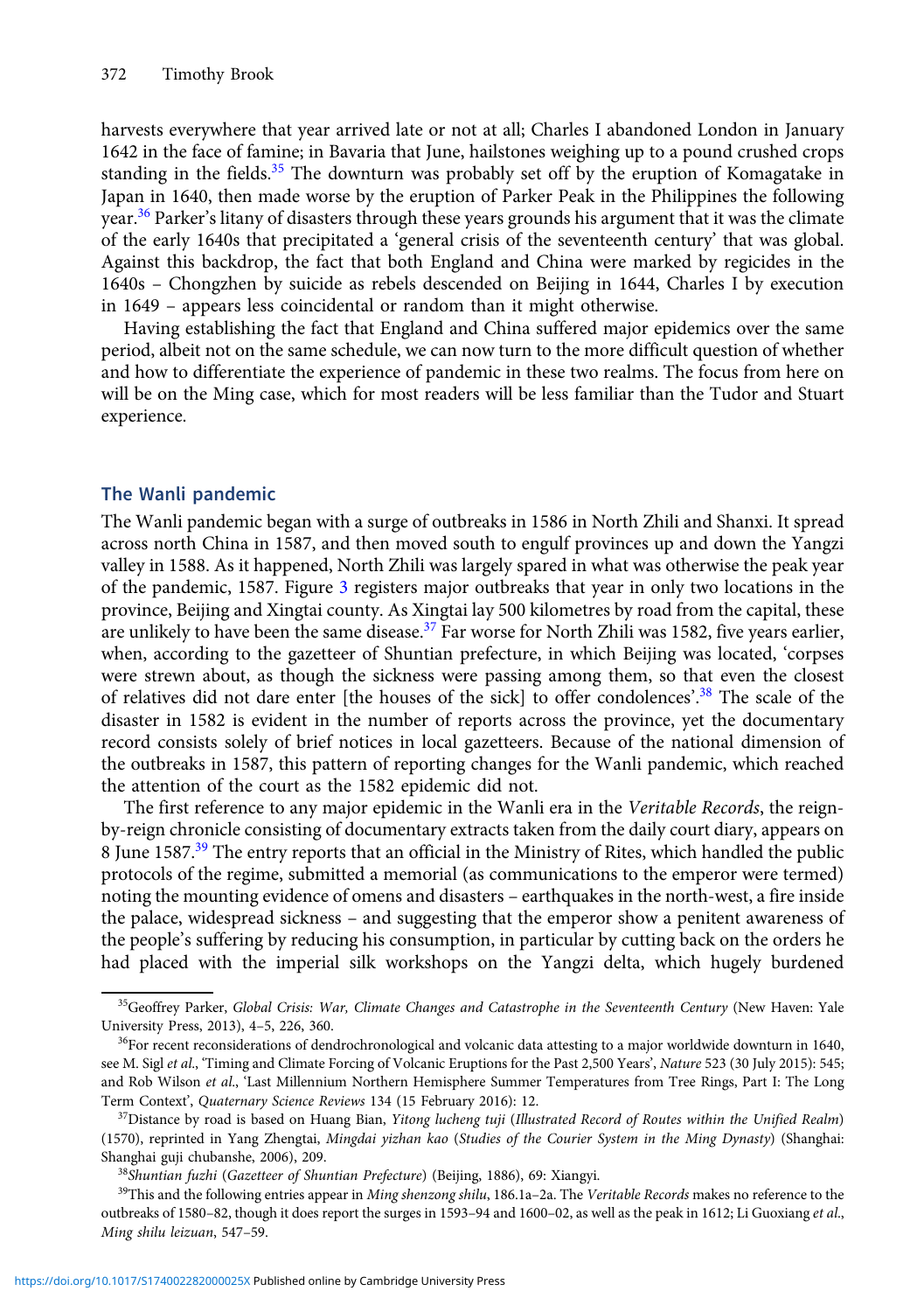harvests everywhere that year arrived late or not at all; Charles I abandoned London in January 1642 in the face of famine; in Bavaria that June, hailstones weighing up to a pound crushed crops standing in the fields.[35] The downturn was probably set off by the eruption of Komagatake in Japan in 1640, then made worse by the eruption of Parker Peak in the Philippines the following year.[36] Parker's litany of disasters through these years grounds his argument that it was the climate of the early 1640s that precipitated a 'general crisis of the seventeenth century' that was global. Against this backdrop, the fact that both England and China were marked by regicides in the 1640s – Chongzhen by suicide as rebels descended on Beijing in 1644, Charles I by execution in 1649 – appears less coincidental or random than it might otherwise.

Having establishing the fact that England and China suffered major epidemics over the same period, albeit not on the same schedule, we can now turn to the more difficult question of whether and how to differentiate the experience of pandemic in these two realms. The focus from here on will be on the Ming case, which for most readers will be less familiar than the Tudor and Stuart experience.

## The Wanli pandemic

The Wanli pandemic began with a surge of outbreaks in 1586 in North Zhili and Shanxi. It spread across north China in 1587, and then moved south to engulf provinces up and down the Yangzi valley in 1588. As it happened, North Zhili was largely spared in what was otherwise the peak year of the pandemic, 1587. Figure 3 registers major outbreaks that year in only two locations in the province, Beijing and Xingtai county. As Xingtai lay 500 kilometres by road from the capital, these are unlikely to have been the same disease.[37] Far worse for North Zhili was 1582, five years earlier, when, according to the gazetteer of Shuntian prefecture, in which Beijing was located, 'corpses were strewn about, as though the sickness were passing among them, so that even the closest of relatives did not dare enter [the houses of the sick] to offer condolences'.[38] The scale of the disaster in 1582 is evident in the number of reports across the province, yet the documentary record consists solely of brief notices in local gazetteers. Because of the national dimension of the outbreaks in 1587, this pattern of reporting changes for the Wanli pandemic, which reached the attention of the court as the 1582 epidemic did not.

The first reference to any major epidemic in the Wanli era in the *Veritable Records*, the reign-by-reign chronicle consisting of documentary extracts taken from the daily court diary, appears on 8 June 1587.[39] The entry reports that an official in the Ministry of Rites, which handled the public protocols of the regime, submitted a memorial (as communications to the emperor were termed) noting the mounting evidence of omens and disasters – earthquakes in the north-west, a fire inside the palace, widespread sickness – and suggesting that the emperor show a penitent awareness of the people's suffering by reducing his consumption, in particular by cutting back on the orders he had placed with the imperial silk workshops on the Yangzi delta, which hugely burdened

---

[35] Geoffrey Parker, *Global Crisis: War, Climate Changes and Catastrophe in the Seventeenth Century* (New Haven: Yale University Press, 2013), 4–5, 226, 360.

[36] For recent reconsiderations of dendrochronological and volcanic data attesting to a major worldwide downturn in 1640, see M. Sigl *et al*., 'Timing and Climate Forcing of Volcanic Eruptions for the Past 2,500 Years', *Nature* 523 (30 July 2015): 545; and Rob Wilson *et al*., 'Last Millennium Northern Hemisphere Summer Temperatures from Tree Rings, Part I: The Long Term Context', *Quaternary Science Reviews* 134 (15 February 2016): 12.

[37] Distance by road is based on Huang Bian, *Yitong lucheng tuji* (*Illustrated Record of Routes within the Unified Realm*) (1570), reprinted in Yang Zhengtai, *Mingdai yizhan kao* (*Studies of the Courier System in the Ming Dynasty*) (Shanghai: Shanghai guji chubanshe, 2006), 209.

[38] *Shuntian fuzhi* (*Gazetteer of Shuntian Prefecture*) (Beijing, 1886), 69: Xiangyi.

[39] This and the following entries appear in *Ming shenzong shilu*, 186.1a–2a. The *Veritable Records* makes no reference to the outbreaks of 1580–82, though it does report the surges in 1593–94 and 1600–02, as well as the peak in 1612; Li Guoxiang *et al*., *Ming shilu leizuan*, 547–59.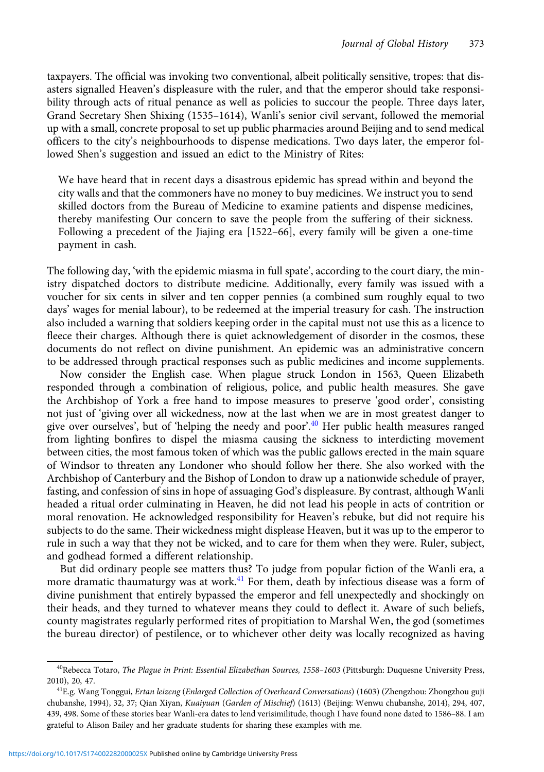taxpayers. The official was invoking two conventional, albeit politically sensitive, tropes: that disasters signalled Heaven's displeasure with the ruler, and that the emperor should take responsibility through acts of ritual penance as well as policies to succour the people. Three days later, Grand Secretary Shen Shixing (1535–1614), Wanli's senior civil servant, followed the memorial up with a small, concrete proposal to set up public pharmacies around Beijing and to send medical officers to the city's neighbourhoods to dispense medications. Two days later, the emperor followed Shen's suggestion and issued an edict to the Ministry of Rites:

> We have heard that in recent days a disastrous epidemic has spread within and beyond the city walls and that the commoners have no money to buy medicines. We instruct you to send skilled doctors from the Bureau of Medicine to examine patients and dispense medicines, thereby manifesting Our concern to save the people from the suffering of their sickness. Following a precedent of the Jiajing era [1522–66], every family will be given a one-time payment in cash.

The following day, 'with the epidemic miasma in full spate', according to the court diary, the ministry dispatched doctors to distribute medicine. Additionally, every family was issued with a voucher for six cents in silver and ten copper pennies (a combined sum roughly equal to two days' wages for menial labour), to be redeemed at the imperial treasury for cash. The instruction also included a warning that soldiers keeping order in the capital must not use this as a licence to fleece their charges. Although there is quiet acknowledgement of disorder in the cosmos, these documents do not reflect on divine punishment. An epidemic was an administrative concern to be addressed through practical responses such as public medicines and income supplements.

Now consider the English case. When plague struck London in 1563, Queen Elizabeth responded through a combination of religious, police, and public health measures. She gave the Archbishop of York a free hand to impose measures to preserve 'good order', consisting not just of 'giving over all wickedness, now at the last when we are in most greatest danger to give over ourselves', but of 'helping the needy and poor'.[40] Her public health measures ranged from lighting bonfires to dispel the miasma causing the sickness to interdicting movement between cities, the most famous token of which was the public gallows erected in the main square of Windsor to threaten any Londoner who should follow her there. She also worked with the Archbishop of Canterbury and the Bishop of London to draw up a nationwide schedule of prayer, fasting, and confession of sins in hope of assuaging God's displeasure. By contrast, although Wanli headed a ritual order culminating in Heaven, he did not lead his people in acts of contrition or moral renovation. He acknowledged responsibility for Heaven's rebuke, but did not require his subjects to do the same. Their wickedness might displease Heaven, but it was up to the emperor to rule in such a way that they not be wicked, and to care for them when they were. Ruler, subject, and godhead formed a different relationship.

But did ordinary people see matters thus? To judge from popular fiction of the Wanli era, a more dramatic thaumaturgy was at work.[41] For them, death by infectious disease was a form of divine punishment that entirely bypassed the emperor and fell unexpectedly and shockingly on their heads, and they turned to whatever means they could to deflect it. Aware of such beliefs, county magistrates regularly performed rites of propitiation to Marshal Wen, the god (sometimes the bureau director) of pestilence, or to whichever other deity was locally recognized as having

---

[40] Rebecca Totaro, *The Plague in Print: Essential Elizabethan Sources, 1558–1603* (Pittsburgh: Duquesne University Press, 2010), 20, 47.

[41] E.g. Wang Tonggui, *Ertan leizeng* (*Enlarged Collection of Overheard Conversations*) (1603) (Zhengzhou: Zhongzhou guji chubanshe, 1994), 32, 37; Qian Xiyan, *Kuaiyuan* (*Garden of Mischief*) (1613) (Beijing: Wenwu chubanshe, 2014), 294, 407, 439, 498. Some of these stories bear Wanli-era dates to lend verisimilitude, though I have found none dated to 1586–88. I am grateful to Alison Bailey and her graduate students for sharing these examples with me.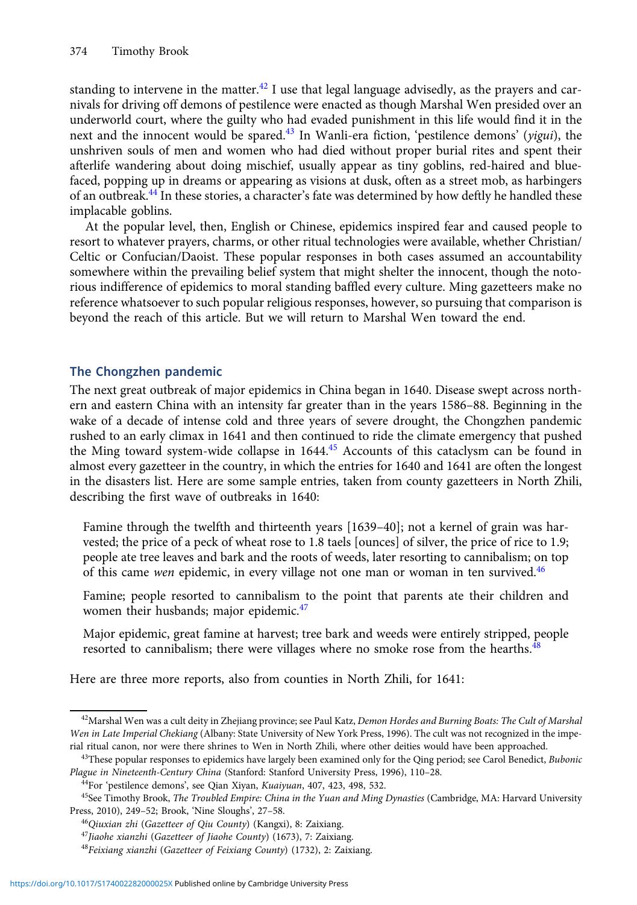standing to intervene in the matter.[42] I use that legal language advisedly, as the prayers and carnivals for driving off demons of pestilence were enacted as though Marshal Wen presided over an underworld court, where the guilty who had evaded punishment in this life would find it in the next and the innocent would be spared.[43] In Wanli-era fiction, 'pestilence demons' (*yigui*), the unshriven souls of men and women who had died without proper burial rites and spent their afterlife wandering about doing mischief, usually appear as tiny goblins, red-haired and blue-faced, popping up in dreams or appearing as visions at dusk, often as a street mob, as harbingers of an outbreak.[44] In these stories, a character's fate was determined by how deftly he handled these implacable goblins.

At the popular level, then, English or Chinese, epidemics inspired fear and caused people to resort to whatever prayers, charms, or other ritual technologies were available, whether Christian/Celtic or Confucian/Daoist. These popular responses in both cases assumed an accountability somewhere within the prevailing belief system that might shelter the innocent, though the notorious indifference of epidemics to moral standing baffled every culture. Ming gazetteers make no reference whatsoever to such popular religious responses, however, so pursuing that comparison is beyond the reach of this article. But we will return to Marshal Wen toward the end.

## The Chongzhen pandemic

The next great outbreak of major epidemics in China began in 1640. Disease swept across northern and eastern China with an intensity far greater than in the years 1586–88. Beginning in the wake of a decade of intense cold and three years of severe drought, the Chongzhen pandemic rushed to an early climax in 1641 and then continued to ride the climate emergency that pushed the Ming toward system-wide collapse in 1644.[45] Accounts of this cataclysm can be found in almost every gazetteer in the country, in which the entries for 1640 and 1641 are often the longest in the disasters list. Here are some sample entries, taken from county gazetteers in North Zhili, describing the first wave of outbreaks in 1640:

> Famine through the twelfth and thirteenth years [1639–40]; not a kernel of grain was harvested; the price of a peck of wheat rose to 1.8 taels [ounces] of silver, the price of rice to 1.9; people ate tree leaves and bark and the roots of weeds, later resorting to cannibalism; on top of this came *wen* epidemic, in every village not one man or woman in ten survived.[46]

> Famine; people resorted to cannibalism to the point that parents ate their children and women their husbands; major epidemic.[47]

> Major epidemic, great famine at harvest; tree bark and weeds were entirely stripped, people resorted to cannibalism; there were villages where no smoke rose from the hearths.[48]

Here are three more reports, also from counties in North Zhili, for 1641:

---

[42] Marshal Wen was a cult deity in Zhejiang province; see Paul Katz, *Demon Hordes and Burning Boats: The Cult of Marshal Wen in Late Imperial Chekiang* (Albany: State University of New York Press, 1996). The cult was not recognized in the imperial ritual canon, nor were there shrines to Wen in North Zhili, where other deities would have been approached.

[43] These popular responses to epidemics have largely been examined only for the Qing period; see Carol Benedict, *Bubonic Plague in Nineteenth-Century China* (Stanford: Stanford University Press, 1996), 110–28.

[44] For 'pestilence demons', see Qian Xiyan, *Kuaiyuan*, 407, 423, 498, 532.

[45] See Timothy Brook, *The Troubled Empire: China in the Yuan and Ming Dynasties* (Cambridge, MA: Harvard University Press, 2010), 249–52; Brook, 'Nine Sloughs', 27–58.

[46] *Qiuxian zhi* (*Gazetteer of Qiu County*) (Kangxi), 8: Zaixiang.

[47] *Jiaohe xianzhi* (*Gazetteer of Jiaohe County*) (1673), 7: Zaixiang.

[48] *Feixiang xianzhi* (*Gazetteer of Feixiang County*) (1732), 2: Zaixiang.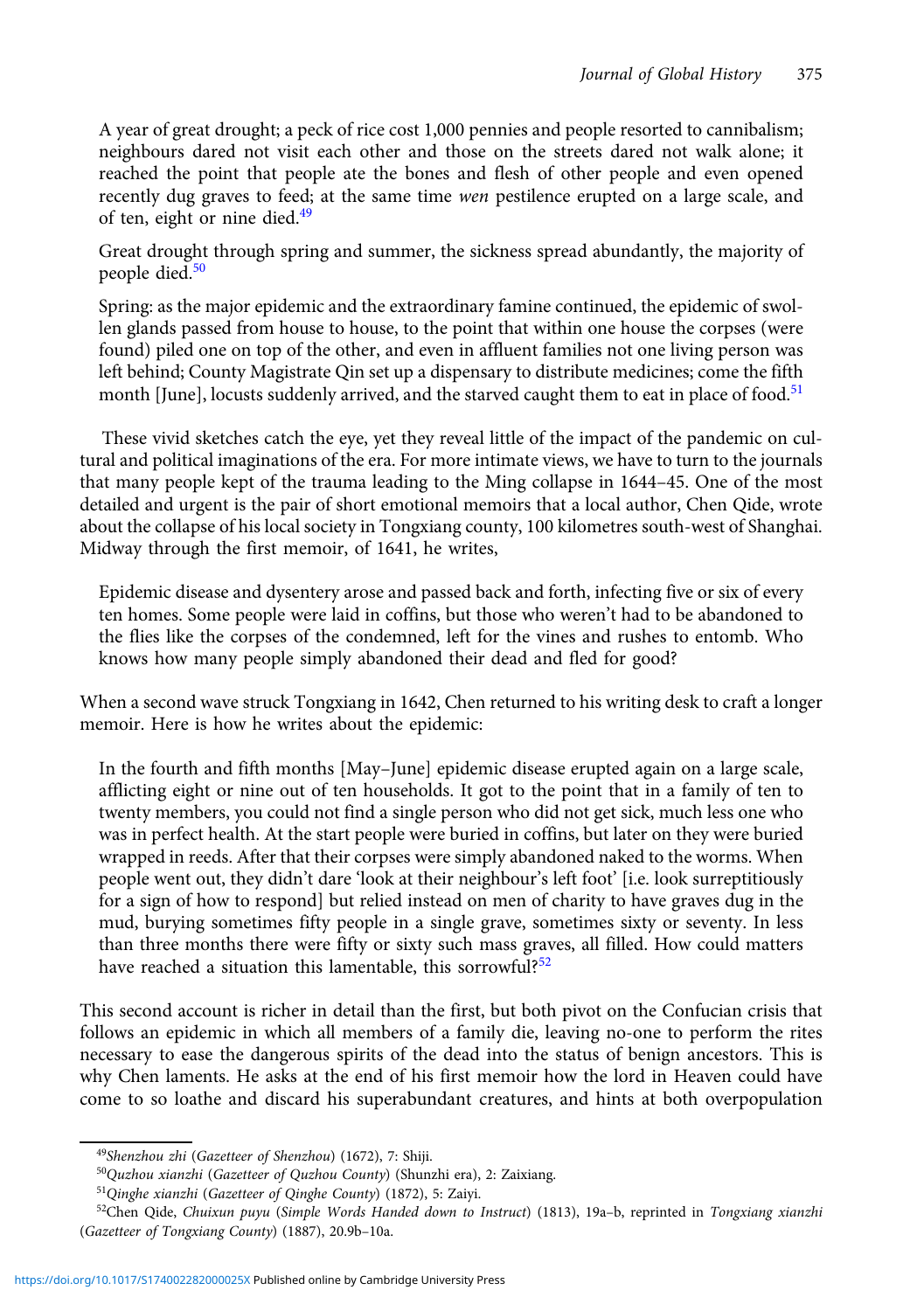A year of great drought; a peck of rice cost 1,000 pennies and people resorted to cannibalism; neighbours dared not visit each other and those on the streets dared not walk alone; it reached the point that people ate the bones and flesh of other people and even opened recently dug graves to feed; at the same time *wen* pestilence erupted on a large scale, and of ten, eight or nine died.[49]

Great drought through spring and summer, the sickness spread abundantly, the majority of people died.[50]

Spring: as the major epidemic and the extraordinary famine continued, the epidemic of swollen glands passed from house to house, to the point that within one house the corpses (were found) piled one on top of the other, and even in affluent families not one living person was left behind; County Magistrate Qin set up a dispensary to distribute medicines; come the fifth month [June], locusts suddenly arrived, and the starved caught them to eat in place of food.[51]

These vivid sketches catch the eye, yet they reveal little of the impact of the pandemic on cultural and political imaginations of the era. For more intimate views, we have to turn to the journals that many people kept of the trauma leading to the Ming collapse in 1644–45. One of the most detailed and urgent is the pair of short emotional memoirs that a local author, Chen Qide, wrote about the collapse of his local society in Tongxiang county, 100 kilometres south-west of Shanghai. Midway through the first memoir, of 1641, he writes,

> Epidemic disease and dysentery arose and passed back and forth, infecting five or six of every ten homes. Some people were laid in coffins, but those who weren't had to be abandoned to the flies like the corpses of the condemned, left for the vines and rushes to entomb. Who knows how many people simply abandoned their dead and fled for good?

When a second wave struck Tongxiang in 1642, Chen returned to his writing desk to craft a longer memoir. Here is how he writes about the epidemic:

> In the fourth and fifth months [May–June] epidemic disease erupted again on a large scale, afflicting eight or nine out of ten households. It got to the point that in a family of ten to twenty members, you could not find a single person who did not get sick, much less one who was in perfect health. At the start people were buried in coffins, but later on they were buried wrapped in reeds. After that their corpses were simply abandoned naked to the worms. When people went out, they didn't dare 'look at their neighbour's left foot' [i.e. look surreptitiously for a sign of how to respond] but relied instead on men of charity to have graves dug in the mud, burying sometimes fifty people in a single grave, sometimes sixty or seventy. In less than three months there were fifty or sixty such mass graves, all filled. How could matters have reached a situation this lamentable, this sorrowful?[52]

This second account is richer in detail than the first, but both pivot on the Confucian crisis that follows an epidemic in which all members of a family die, leaving no-one to perform the rites necessary to ease the dangerous spirits of the dead into the status of benign ancestors. This is why Chen laments. He asks at the end of his first memoir how the lord in Heaven could have come to so loathe and discard his superabundant creatures, and hints at both overpopulation

---

[49] *Shenzhou zhi* (*Gazetteer of Shenzhou*) (1672), 7: Shiji.

[50] *Quzhou xianzhi* (*Gazetteer of Quzhou County*) (Shunzhi era), 2: Zaixiang.

[51] *Qinghe xianzhi* (*Gazetteer of Qinghe County*) (1872), 5: Zaiyi.

[52] Chen Qide, *Chuixun puyu* (*Simple Words Handed down to Instruct*) (1813), 19a–b, reprinted in *Tongxiang xianzhi* (*Gazetteer of Tongxiang County*) (1887), 20.9b–10a.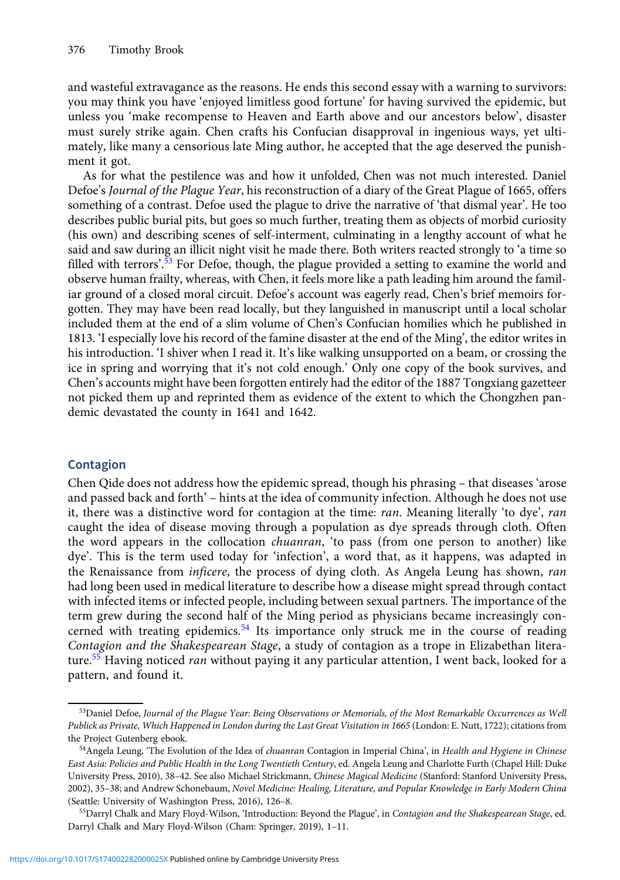and wasteful extravagance as the reasons. He ends this second essay with a warning to survivors: you may think you have 'enjoyed limitless good fortune' for having survived the epidemic, but unless you 'make recompense to Heaven and Earth above and our ancestors below', disaster must surely strike again. Chen crafts his Confucian disapproval in ingenious ways, yet ultimately, like many a censorious late Ming author, he accepted that the age deserved the punishment it got.

As for what the pestilence was and how it unfolded, Chen was not much interested. Daniel Defoe's *Journal of the Plague Year*, his reconstruction of a diary of the Great Plague of 1665, offers something of a contrast. Defoe used the plague to drive the narrative of 'that dismal year'. He too describes public burial pits, but goes so much further, treating them as objects of morbid curiosity (his own) and describing scenes of self-interment, culminating in a lengthy account of what he said and saw during an illicit night visit he made there. Both writers reacted strongly to 'a time so filled with terrors'.[53] For Defoe, though, the plague provided a setting to examine the world and observe human frailty, whereas, with Chen, it feels more like a path leading him around the familiar ground of a closed moral circuit. Defoe's account was eagerly read, Chen's brief memoirs forgotten. They may have been read locally, but they languished in manuscript until a local scholar included them at the end of a slim volume of Chen's Confucian homilies which he published in 1813. 'I especially love his record of the famine disaster at the end of the Ming', the editor writes in his introduction. 'I shiver when I read it. It's like walking unsupported on a beam, or crossing the ice in spring and worrying that it's not cold enough.' Only one copy of the book survives, and Chen's accounts might have been forgotten entirely had the editor of the 1887 Tongxiang gazetteer not picked them up and reprinted them as evidence of the extent to which the Chongzhen pandemic devastated the county in 1641 and 1642.

## Contagion

Chen Qide does not address how the epidemic spread, though his phrasing – that diseases 'arose and passed back and forth' – hints at the idea of community infection. Although he does not use it, there was a distinctive word for contagion at the time: *ran*. Meaning literally 'to dye', *ran* caught the idea of disease moving through a population as dye spreads through cloth. Often the word appears in the collocation *chuanran*, 'to pass (from one person to another) like dye'. This is the term used today for 'infection', a word that, as it happens, was adapted in the Renaissance from *inficere*, the process of dying cloth. As Angela Leung has shown, *ran* had long been used in medical literature to describe how a disease might spread through contact with infected items or infected people, including between sexual partners. The importance of the term grew during the second half of the Ming period as physicians became increasingly concerned with treating epidemics.[54] Its importance only struck me in the course of reading *Contagion and the Shakespearean Stage*, a study of contagion as a trope in Elizabethan literature.[55] Having noticed *ran* without paying it any particular attention, I went back, looked for a pattern, and found it.

[53] Daniel Defoe, *Journal of the Plague Year: Being Observations or Memorials, of the Most Remarkable Occurrences as Well Publick as Private, Which Happened in London during the Last Great Visitation in 1665* (London: E. Nutt, 1722); citations from the Project Gutenberg ebook.

[54] Angela Leung, 'The Evolution of the Idea of *chuanran* Contagion in Imperial China', in *Health and Hygiene in Chinese East Asia: Policies and Public Health in the Long Twentieth Century*, ed. Angela Leung and Charlotte Furth (Chapel Hill: Duke University Press, 2010), 38–42. See also Michael Strickmann, *Chinese Magical Medicine* (Stanford: Stanford University Press, 2002), 35–38; and Andrew Schonebaum, *Novel Medicine: Healing, Literature, and Popular Knowledge in Early Modern China* (Seattle: University of Washington Press, 2016), 126–8.

[55] Darryl Chalk and Mary Floyd-Wilson, 'Introduction: Beyond the Plague', in *Contagion and the Shakespearean Stage*, ed. Darryl Chalk and Mary Floyd-Wilson (Cham: Springer, 2019), 1–11.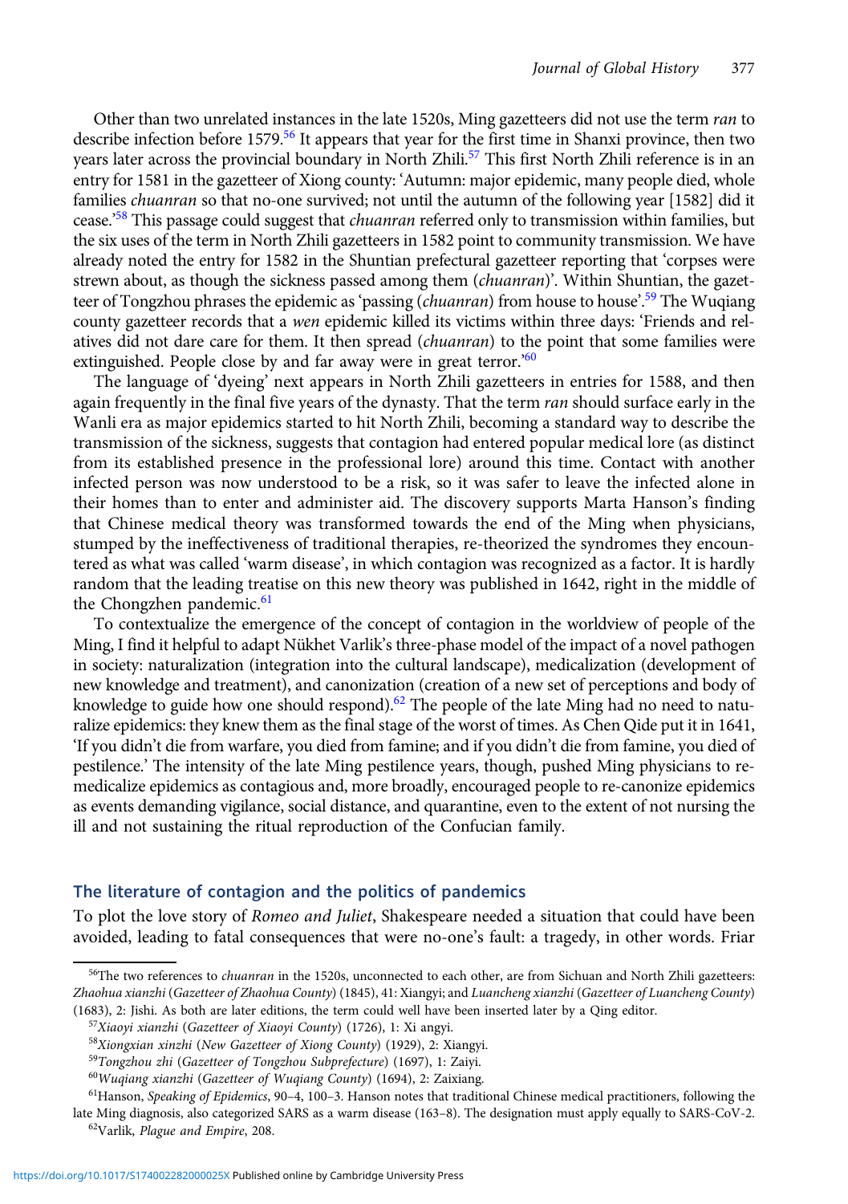Other than two unrelated instances in the late 1520s, Ming gazetteers did not use the term *ran* to describe infection before 1579.[56] It appears that year for the first time in Shanxi province, then two years later across the provincial boundary in North Zhili.[57] This first North Zhili reference is in an entry for 1581 in the gazetteer of Xiong county: 'Autumn: major epidemic, many people died, whole families *chuanran* so that no-one survived; not until the autumn of the following year [1582] did it cease.'[58] This passage could suggest that *chuanran* referred only to transmission within families, but the six uses of the term in North Zhili gazetteers in 1582 point to community transmission. We have already noted the entry for 1582 in the Shuntian prefectural gazetteer reporting that 'corpses were strewn about, as though the sickness passed among them (*chuanran*)'. Within Shuntian, the gazetteer of Tongzhou phrases the epidemic as 'passing (*chuanran*) from house to house'.[59] The Wuqiang county gazetteer records that a *wen* epidemic killed its victims within three days: 'Friends and relatives did not dare care for them. It then spread (*chuanran*) to the point that some families were extinguished. People close by and far away were in great terror.'[60]

The language of 'dyeing' next appears in North Zhili gazetteers in entries for 1588, and then again frequently in the final five years of the dynasty. That the term *ran* should surface early in the Wanli era as major epidemics started to hit North Zhili, becoming a standard way to describe the transmission of the sickness, suggests that contagion had entered popular medical lore (as distinct from its established presence in the professional lore) around this time. Contact with another infected person was now understood to be a risk, so it was safer to leave the infected alone in their homes than to enter and administer aid. The discovery supports Marta Hanson's finding that Chinese medical theory was transformed towards the end of the Ming when physicians, stumped by the ineffectiveness of traditional therapies, re-theorized the syndromes they encountered as what was called 'warm disease', in which contagion was recognized as a factor. It is hardly random that the leading treatise on this new theory was published in 1642, right in the middle of the Chongzhen pandemic.[61]

To contextualize the emergence of the concept of contagion in the worldview of people of the Ming, I find it helpful to adapt Nükhet Varlik's three-phase model of the impact of a novel pathogen in society: naturalization (integration into the cultural landscape), medicalization (development of new knowledge and treatment), and canonization (creation of a new set of perceptions and body of knowledge to guide how one should respond).[62] The people of the late Ming had no need to naturalize epidemics: they knew them as the final stage of the worst of times. As Chen Qide put it in 1641, 'If you didn't die from warfare, you died from famine; and if you didn't die from famine, you died of pestilence.' The intensity of the late Ming pestilence years, though, pushed Ming physicians to re-medicalize epidemics as contagious and, more broadly, encouraged people to re-canonize epidemics as events demanding vigilance, social distance, and quarantine, even to the extent of not nursing the ill and not sustaining the ritual reproduction of the Confucian family.

## The literature of contagion and the politics of pandemics

To plot the love story of *Romeo and Juliet*, Shakespeare needed a situation that could have been avoided, leading to fatal consequences that were no-one's fault: a tragedy, in other words. Friar

---

[56] The two references to *chuanran* in the 1520s, unconnected to each other, are from Sichuan and North Zhili gazetteers: *Zhaohua xianzhi* (*Gazetteer of Zhaohua County*) (1845), 41: Xiangyi; and *Luancheng xianzhi* (*Gazetteer of Luancheng County*) (1683), 2: Jishi. As both are later editions, the term could well have been inserted later by a Qing editor.

[57] *Xiaoyi xianzhi* (*Gazetteer of Xiaoyi County*) (1726), 1: Xi angyi.

[58] *Xiongxian xinzhi* (*New Gazetteer of Xiong County*) (1929), 2: Xiangyi.

[59] *Tongzhou zhi* (*Gazetteer of Tongzhou Subprefecture*) (1697), 1: Zaiyi.

[60] *Wuqiang xianzhi* (*Gazetteer of Wuqiang County*) (1694), 2: Zaixiang.

[61] Hanson, *Speaking of Epidemics*, 90–4, 100–3. Hanson notes that traditional Chinese medical practitioners, following the late Ming diagnosis, also categorized SARS as a warm disease (163–8). The designation must apply equally to SARS-CoV-2.

[62] Varlik, *Plague and Empire*, 208.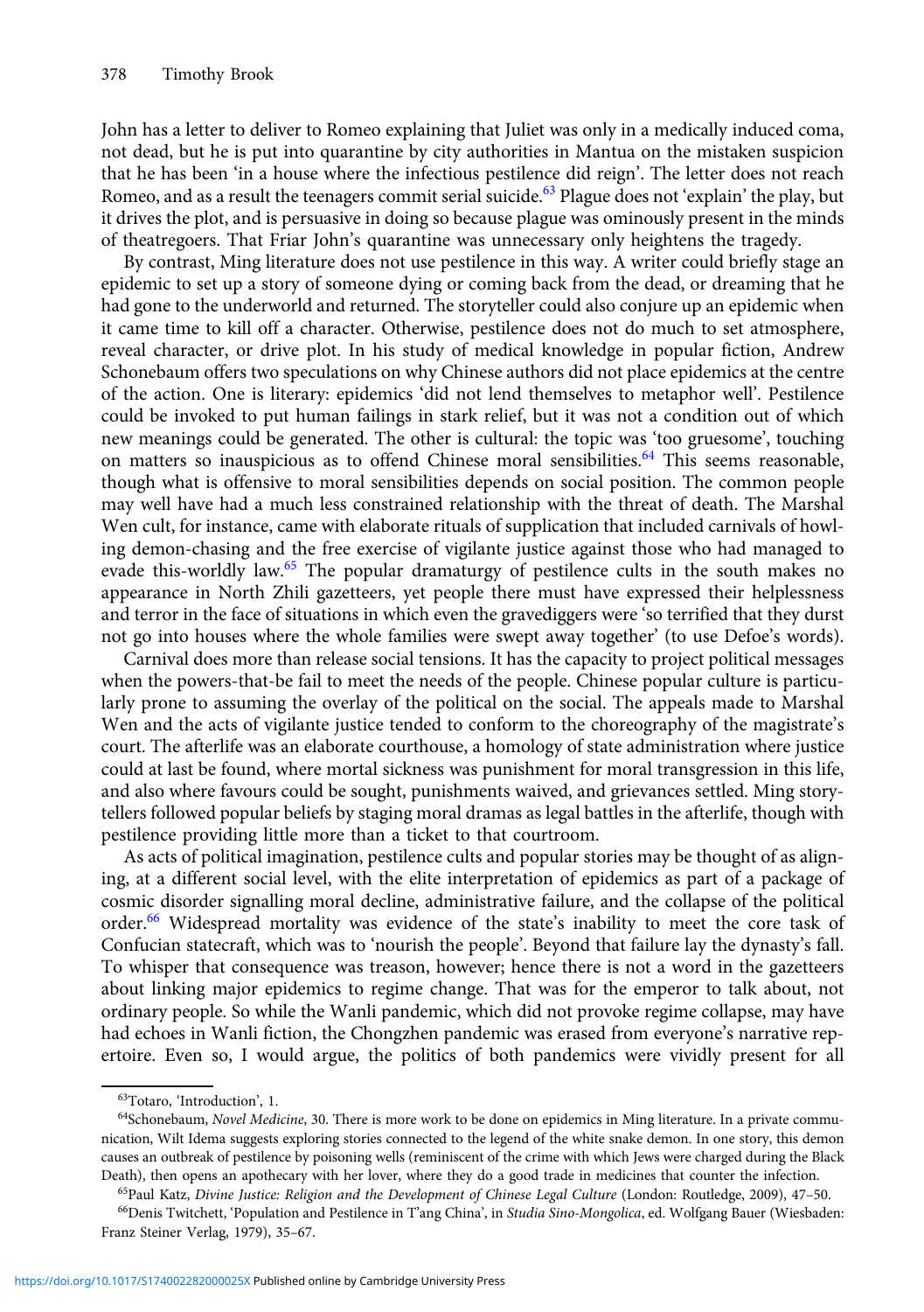John has a letter to deliver to Romeo explaining that Juliet was only in a medically induced coma, not dead, but he is put into quarantine by city authorities in Mantua on the mistaken suspicion that he has been 'in a house where the infectious pestilence did reign'. The letter does not reach Romeo, and as a result the teenagers commit serial suicide.[63] Plague does not 'explain' the play, but it drives the plot, and is persuasive in doing so because plague was ominously present in the minds of theatregoers. That Friar John's quarantine was unnecessary only heightens the tragedy.

By contrast, Ming literature does not use pestilence in this way. A writer could briefly stage an epidemic to set up a story of someone dying or coming back from the dead, or dreaming that he had gone to the underworld and returned. The storyteller could also conjure up an epidemic when it came time to kill off a character. Otherwise, pestilence does not do much to set atmosphere, reveal character, or drive plot. In his study of medical knowledge in popular fiction, Andrew Schonebaum offers two speculations on why Chinese authors did not place epidemics at the centre of the action. One is literary: epidemics 'did not lend themselves to metaphor well'. Pestilence could be invoked to put human failings in stark relief, but it was not a condition out of which new meanings could be generated. The other is cultural: the topic was 'too gruesome', touching on matters so inauspicious as to offend Chinese moral sensibilities.[64] This seems reasonable, though what is offensive to moral sensibilities depends on social position. The common people may well have had a much less constrained relationship with the threat of death. The Marshal Wen cult, for instance, came with elaborate rituals of supplication that included carnivals of howling demon-chasing and the free exercise of vigilante justice against those who had managed to evade this-worldly law.[65] The popular dramaturgy of pestilence cults in the south makes no appearance in North Zhili gazetteers, yet people there must have expressed their helplessness and terror in the face of situations in which even the gravediggers were 'so terrified that they durst not go into houses where the whole families were swept away together' (to use Defoe's words).

Carnival does more than release social tensions. It has the capacity to project political messages when the powers-that-be fail to meet the needs of the people. Chinese popular culture is particularly prone to assuming the overlay of the political on the social. The appeals made to Marshal Wen and the acts of vigilante justice tended to conform to the choreography of the magistrate's court. The afterlife was an elaborate courthouse, a homology of state administration where justice could at last be found, where mortal sickness was punishment for moral transgression in this life, and also where favours could be sought, punishments waived, and grievances settled. Ming storytellers followed popular beliefs by staging moral dramas as legal battles in the afterlife, though with pestilence providing little more than a ticket to that courtroom.

As acts of political imagination, pestilence cults and popular stories may be thought of as aligning, at a different social level, with the elite interpretation of epidemics as part of a package of cosmic disorder signalling moral decline, administrative failure, and the collapse of the political order.[66] Widespread mortality was evidence of the state's inability to meet the core task of Confucian statecraft, which was to 'nourish the people'. Beyond that failure lay the dynasty's fall. To whisper that consequence was treason, however; hence there is not a word in the gazetteers about linking major epidemics to regime change. That was for the emperor to talk about, not ordinary people. So while the Wanli pandemic, which did not provoke regime collapse, may have had echoes in Wanli fiction, the Chongzhen pandemic was erased from everyone's narrative repertoire. Even so, I would argue, the politics of both pandemics were vividly present for all

[63] Totaro, 'Introduction', 1.

[64] Schonebaum, *Novel Medicine*, 30. There is more work to be done on epidemics in Ming literature. In a private communication, Wilt Idema suggests exploring stories connected to the legend of the white snake demon. In one story, this demon causes an outbreak of pestilence by poisoning wells (reminiscent of the crime with which Jews were charged during the Black Death), then opens an apothecary with her lover, where they do a good trade in medicines that counter the infection.

[65] Paul Katz, *Divine Justice: Religion and the Development of Chinese Legal Culture* (London: Routledge, 2009), 47–50.

[66] Denis Twitchett, 'Population and Pestilence in T'ang China', in *Studia Sino-Mongolica*, ed. Wolfgang Bauer (Wiesbaden: Franz Steiner Verlag, 1979), 35–67.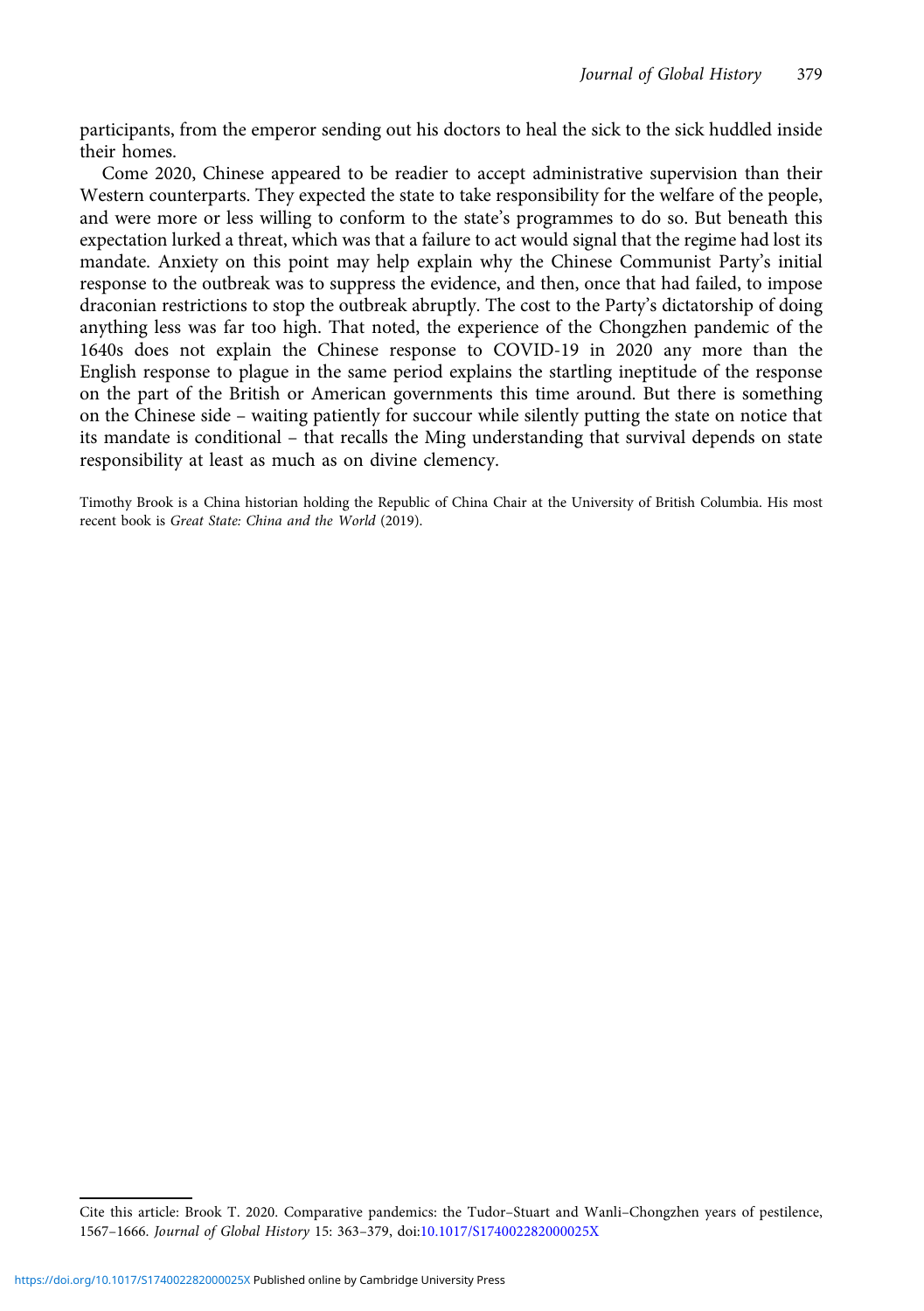participants, from the emperor sending out his doctors to heal the sick to the sick huddled inside their homes.

Come 2020, Chinese appeared to be readier to accept administrative supervision than their Western counterparts. They expected the state to take responsibility for the welfare of the people, and were more or less willing to conform to the state's programmes to do so. But beneath this expectation lurked a threat, which was that a failure to act would signal that the regime had lost its mandate. Anxiety on this point may help explain why the Chinese Communist Party's initial response to the outbreak was to suppress the evidence, and then, once that had failed, to impose draconian restrictions to stop the outbreak abruptly. The cost to the Party's dictatorship of doing anything less was far too high. That noted, the experience of the Chongzhen pandemic of the 1640s does not explain the Chinese response to COVID-19 in 2020 any more than the English response to plague in the same period explains the startling ineptitude of the response on the part of the British or American governments this time around. But there is something on the Chinese side – waiting patiently for succour while silently putting the state on notice that its mandate is conditional – that recalls the Ming understanding that survival depends on state responsibility at least as much as on divine clemency.

Timothy Brook is a China historian holding the Republic of China Chair at the University of British Columbia. His most recent book is *Great State: China and the World* (2019).

Cite this article: Brook T. 2020. Comparative pandemics: the Tudor–Stuart and Wanli–Chongzhen years of pestilence, 1567–1666. *Journal of Global History* 15: 363–379, doi:10.1017/S174002282000025X